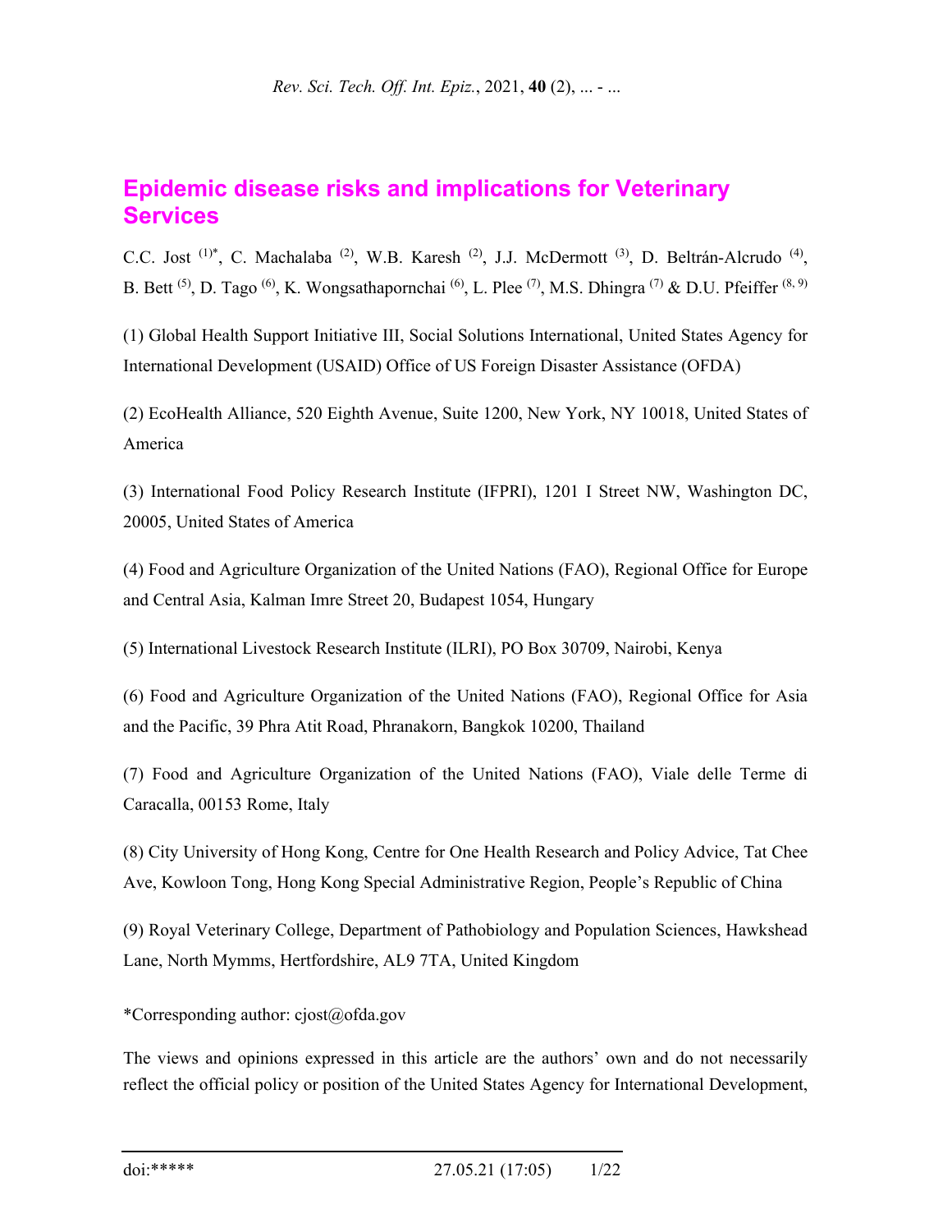# Epidemic disease risks and implications for Veterinary Services

C.C. Jost [(1)*], C. Machalaba [(2)], W.B. Karesh [(2)], J.J. McDermott [(3)], D. Beltrán-Alcrudo [(4)], B. Bett [(5)], D. Tago [(6)], K. Wongsathapornchai [(6)], L. Plee [(7)], M.S. Dhingra [(7)] & D.U. Pfeiffer [(8, 9)]

(1) Global Health Support Initiative III, Social Solutions International, United States Agency for International Development (USAID) Office of US Foreign Disaster Assistance (OFDA)

(2) EcoHealth Alliance, 520 Eighth Avenue, Suite 1200, New York, NY 10018, United States of America

(3) International Food Policy Research Institute (IFPRI), 1201 I Street NW, Washington DC, 20005, United States of America

(4) Food and Agriculture Organization of the United Nations (FAO), Regional Office for Europe and Central Asia, Kalman Imre Street 20, Budapest 1054, Hungary

(5) International Livestock Research Institute (ILRI), PO Box 30709, Nairobi, Kenya

(6) Food and Agriculture Organization of the United Nations (FAO), Regional Office for Asia and the Pacific, 39 Phra Atit Road, Phranakorn, Bangkok 10200, Thailand

(7) Food and Agriculture Organization of the United Nations (FAO), Viale delle Terme di Caracalla, 00153 Rome, Italy

(8) City University of Hong Kong, Centre for One Health Research and Policy Advice, Tat Chee Ave, Kowloon Tong, Hong Kong Special Administrative Region, People's Republic of China

(9) Royal Veterinary College, Department of Pathobiology and Population Sciences, Hawkshead Lane, North Mymms, Hertfordshire, AL9 7TA, United Kingdom

*Corresponding author: cjost@ofda.gov

The views and opinions expressed in this article are the authors' own and do not necessarily reflect the official policy or position of the United States Agency for International Development,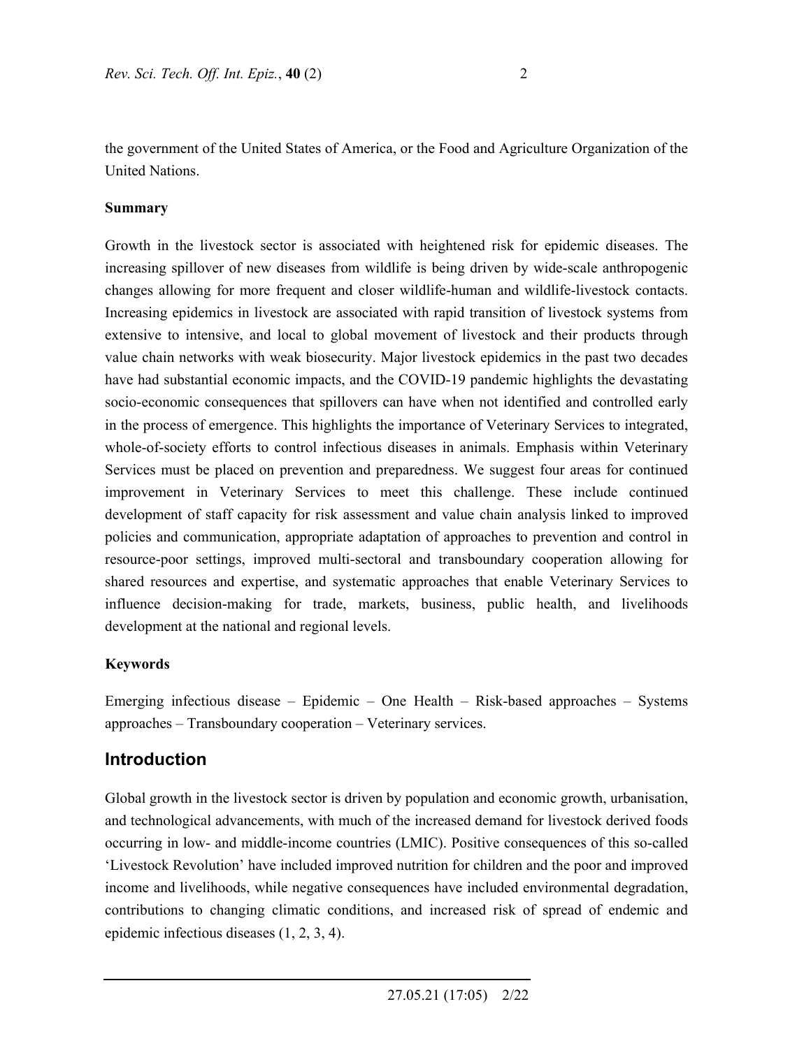the government of the United States of America, or the Food and Agriculture Organization of the United Nations.

**Summary**

Growth in the livestock sector is associated with heightened risk for epidemic diseases. The increasing spillover of new diseases from wildlife is being driven by wide-scale anthropogenic changes allowing for more frequent and closer wildlife-human and wildlife-livestock contacts. Increasing epidemics in livestock are associated with rapid transition of livestock systems from extensive to intensive, and local to global movement of livestock and their products through value chain networks with weak biosecurity. Major livestock epidemics in the past two decades have had substantial economic impacts, and the COVID-19 pandemic highlights the devastating socio-economic consequences that spillovers can have when not identified and controlled early in the process of emergence. This highlights the importance of Veterinary Services to integrated, whole-of-society efforts to control infectious diseases in animals. Emphasis within Veterinary Services must be placed on prevention and preparedness. We suggest four areas for continued improvement in Veterinary Services to meet this challenge. These include continued development of staff capacity for risk assessment and value chain analysis linked to improved policies and communication, appropriate adaptation of approaches to prevention and control in resource-poor settings, improved multi-sectoral and transboundary cooperation allowing for shared resources and expertise, and systematic approaches that enable Veterinary Services to influence decision-making for trade, markets, business, public health, and livelihoods development at the national and regional levels.

**Keywords**

Emerging infectious disease – Epidemic – One Health – Risk-based approaches – Systems approaches – Transboundary cooperation – Veterinary services.

## Introduction

Global growth in the livestock sector is driven by population and economic growth, urbanisation, and technological advancements, with much of the increased demand for livestock derived foods occurring in low- and middle-income countries (LMIC). Positive consequences of this so-called 'Livestock Revolution' have included improved nutrition for children and the poor and improved income and livelihoods, while negative consequences have included environmental degradation, contributions to changing climatic conditions, and increased risk of spread of endemic and epidemic infectious diseases (1, 2, 3, 4).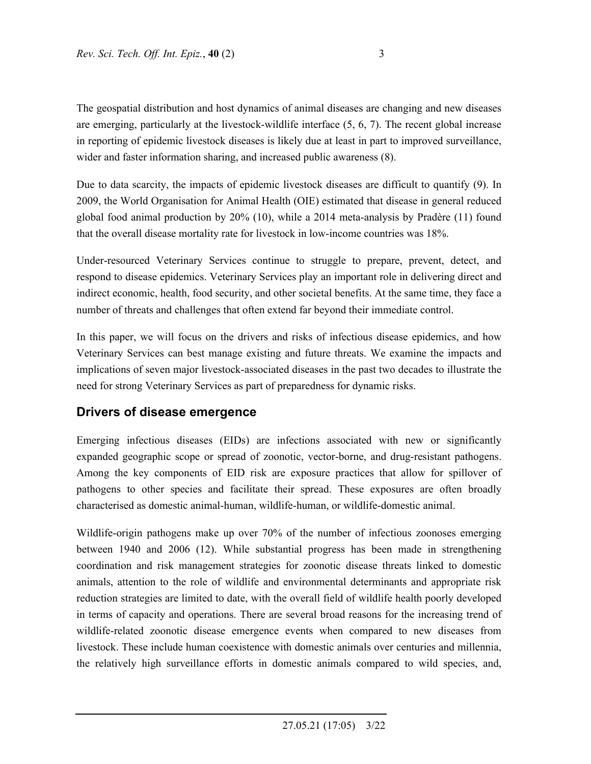The geospatial distribution and host dynamics of animal diseases are changing and new diseases are emerging, particularly at the livestock-wildlife interface (5, 6, 7). The recent global increase in reporting of epidemic livestock diseases is likely due at least in part to improved surveillance, wider and faster information sharing, and increased public awareness (8).

Due to data scarcity, the impacts of epidemic livestock diseases are difficult to quantify (9). In 2009, the World Organisation for Animal Health (OIE) estimated that disease in general reduced global food animal production by 20% (10), while a 2014 meta-analysis by Pradère (11) found that the overall disease mortality rate for livestock in low-income countries was 18%.

Under-resourced Veterinary Services continue to struggle to prepare, prevent, detect, and respond to disease epidemics. Veterinary Services play an important role in delivering direct and indirect economic, health, food security, and other societal benefits. At the same time, they face a number of threats and challenges that often extend far beyond their immediate control.

In this paper, we will focus on the drivers and risks of infectious disease epidemics, and how Veterinary Services can best manage existing and future threats. We examine the impacts and implications of seven major livestock-associated diseases in the past two decades to illustrate the need for strong Veterinary Services as part of preparedness for dynamic risks.

## Drivers of disease emergence

Emerging infectious diseases (EIDs) are infections associated with new or significantly expanded geographic scope or spread of zoonotic, vector-borne, and drug-resistant pathogens. Among the key components of EID risk are exposure practices that allow for spillover of pathogens to other species and facilitate their spread. These exposures are often broadly characterised as domestic animal-human, wildlife-human, or wildlife-domestic animal.

Wildlife-origin pathogens make up over 70% of the number of infectious zoonoses emerging between 1940 and 2006 (12). While substantial progress has been made in strengthening coordination and risk management strategies for zoonotic disease threats linked to domestic animals, attention to the role of wildlife and environmental determinants and appropriate risk reduction strategies are limited to date, with the overall field of wildlife health poorly developed in terms of capacity and operations. There are several broad reasons for the increasing trend of wildlife-related zoonotic disease emergence events when compared to new diseases from livestock. These include human coexistence with domestic animals over centuries and millennia, the relatively high surveillance efforts in domestic animals compared to wild species, and,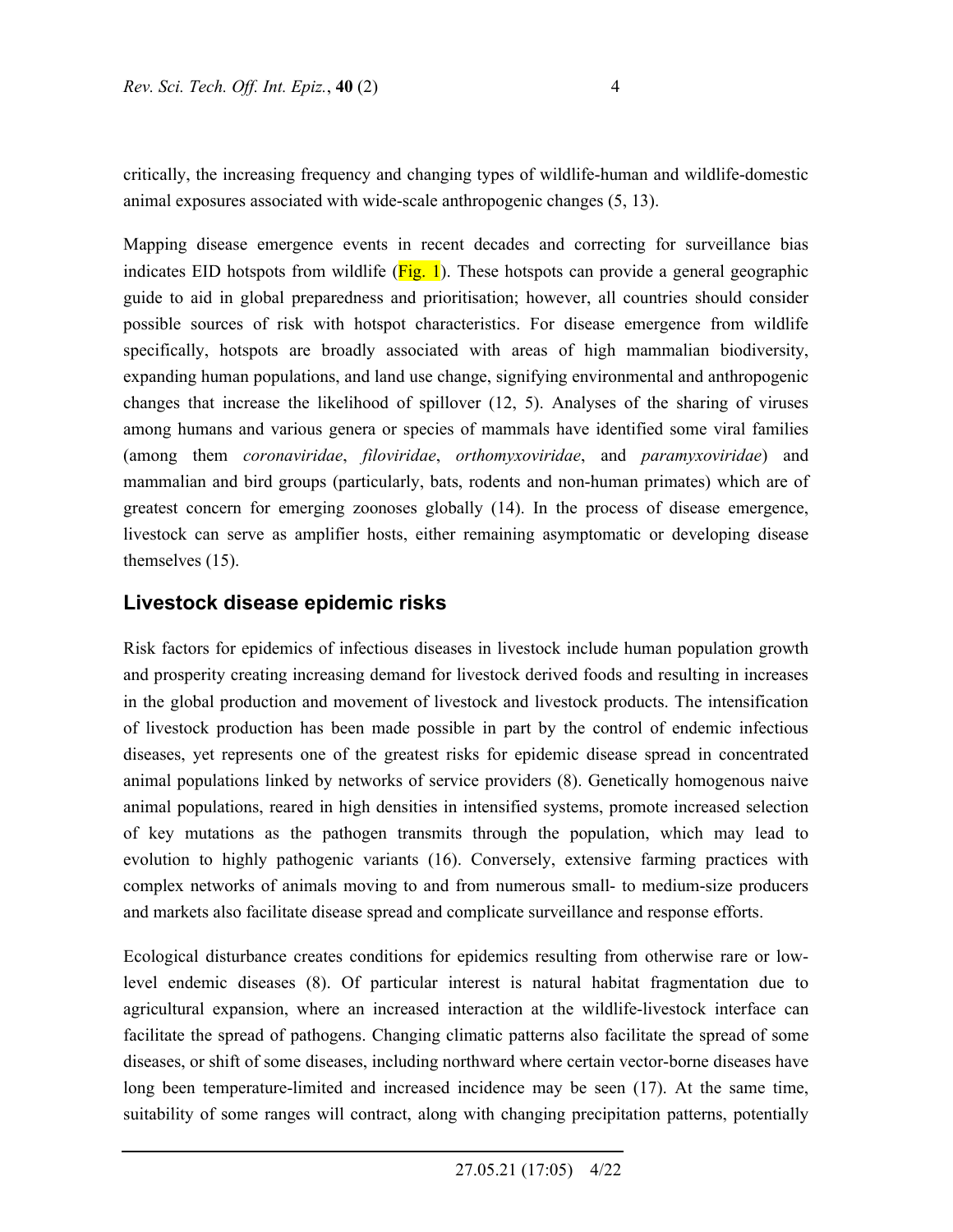critically, the increasing frequency and changing types of wildlife-human and wildlife-domestic animal exposures associated with wide-scale anthropogenic changes (5, 13).

Mapping disease emergence events in recent decades and correcting for surveillance bias indicates EID hotspots from wildlife (Fig. 1). These hotspots can provide a general geographic guide to aid in global preparedness and prioritisation; however, all countries should consider possible sources of risk with hotspot characteristics. For disease emergence from wildlife specifically, hotspots are broadly associated with areas of high mammalian biodiversity, expanding human populations, and land use change, signifying environmental and anthropogenic changes that increase the likelihood of spillover (12, 5). Analyses of the sharing of viruses among humans and various genera or species of mammals have identified some viral families (among them *coronaviridae*, *filoviridae*, *orthomyxoviridae*, and *paramyxoviridae*) and mammalian and bird groups (particularly, bats, rodents and non-human primates) which are of greatest concern for emerging zoonoses globally (14). In the process of disease emergence, livestock can serve as amplifier hosts, either remaining asymptomatic or developing disease themselves (15).

## Livestock disease epidemic risks

Risk factors for epidemics of infectious diseases in livestock include human population growth and prosperity creating increasing demand for livestock derived foods and resulting in increases in the global production and movement of livestock and livestock products. The intensification of livestock production has been made possible in part by the control of endemic infectious diseases, yet represents one of the greatest risks for epidemic disease spread in concentrated animal populations linked by networks of service providers (8). Genetically homogenous naive animal populations, reared in high densities in intensified systems, promote increased selection of key mutations as the pathogen transmits through the population, which may lead to evolution to highly pathogenic variants (16). Conversely, extensive farming practices with complex networks of animals moving to and from numerous small- to medium-size producers and markets also facilitate disease spread and complicate surveillance and response efforts.

Ecological disturbance creates conditions for epidemics resulting from otherwise rare or low-level endemic diseases (8). Of particular interest is natural habitat fragmentation due to agricultural expansion, where an increased interaction at the wildlife-livestock interface can facilitate the spread of pathogens. Changing climatic patterns also facilitate the spread of some diseases, or shift of some diseases, including northward where certain vector-borne diseases have long been temperature-limited and increased incidence may be seen (17). At the same time, suitability of some ranges will contract, along with changing precipitation patterns, potentially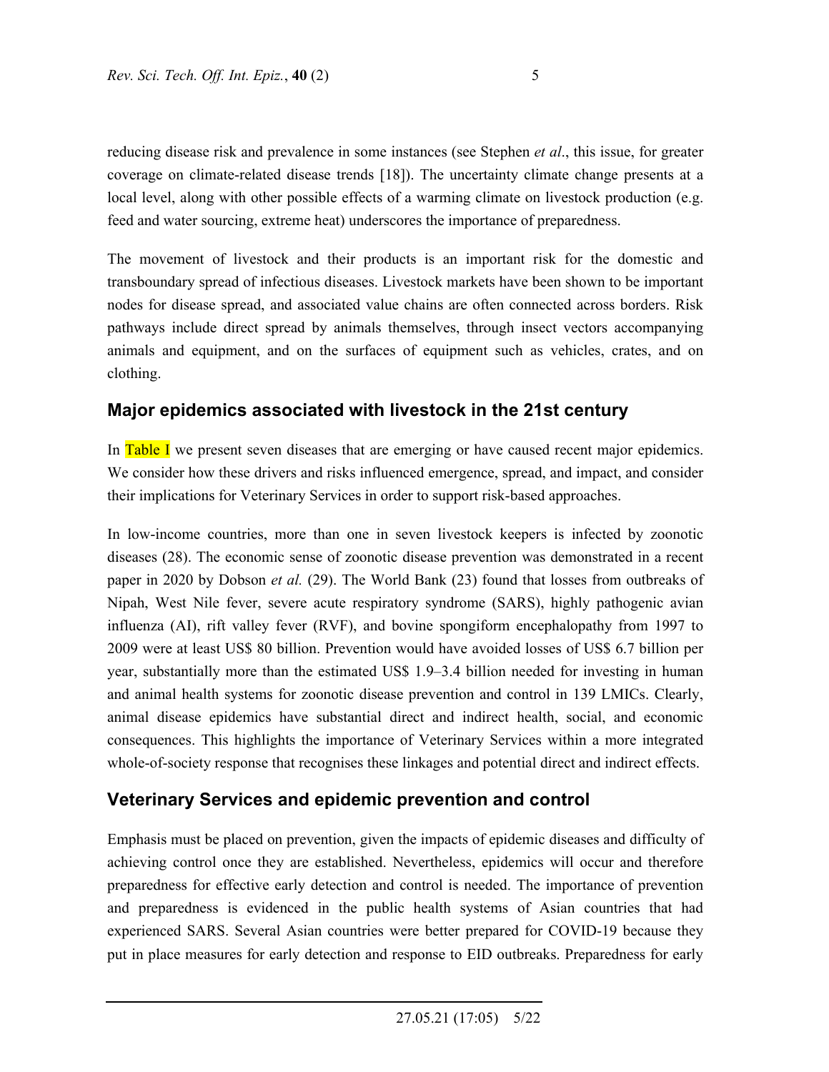reducing disease risk and prevalence in some instances (see Stephen *et al*., this issue, for greater coverage on climate-related disease trends [18]). The uncertainty climate change presents at a local level, along with other possible effects of a warming climate on livestock production (e.g. feed and water sourcing, extreme heat) underscores the importance of preparedness.

The movement of livestock and their products is an important risk for the domestic and transboundary spread of infectious diseases. Livestock markets have been shown to be important nodes for disease spread, and associated value chains are often connected across borders. Risk pathways include direct spread by animals themselves, through insect vectors accompanying animals and equipment, and on the surfaces of equipment such as vehicles, crates, and on clothing.

## Major epidemics associated with livestock in the 21st century

In Table I we present seven diseases that are emerging or have caused recent major epidemics. We consider how these drivers and risks influenced emergence, spread, and impact, and consider their implications for Veterinary Services in order to support risk-based approaches.

In low-income countries, more than one in seven livestock keepers is infected by zoonotic diseases (28). The economic sense of zoonotic disease prevention was demonstrated in a recent paper in 2020 by Dobson *et al.* (29). The World Bank (23) found that losses from outbreaks of Nipah, West Nile fever, severe acute respiratory syndrome (SARS), highly pathogenic avian influenza (AI), rift valley fever (RVF), and bovine spongiform encephalopathy from 1997 to 2009 were at least US$ 80 billion. Prevention would have avoided losses of US$ 6.7 billion per year, substantially more than the estimated US$ 1.9–3.4 billion needed for investing in human and animal health systems for zoonotic disease prevention and control in 139 LMICs. Clearly, animal disease epidemics have substantial direct and indirect health, social, and economic consequences. This highlights the importance of Veterinary Services within a more integrated whole-of-society response that recognises these linkages and potential direct and indirect effects.

## Veterinary Services and epidemic prevention and control

Emphasis must be placed on prevention, given the impacts of epidemic diseases and difficulty of achieving control once they are established. Nevertheless, epidemics will occur and therefore preparedness for effective early detection and control is needed. The importance of prevention and preparedness is evidenced in the public health systems of Asian countries that had experienced SARS. Several Asian countries were better prepared for COVID-19 because they put in place measures for early detection and response to EID outbreaks. Preparedness for early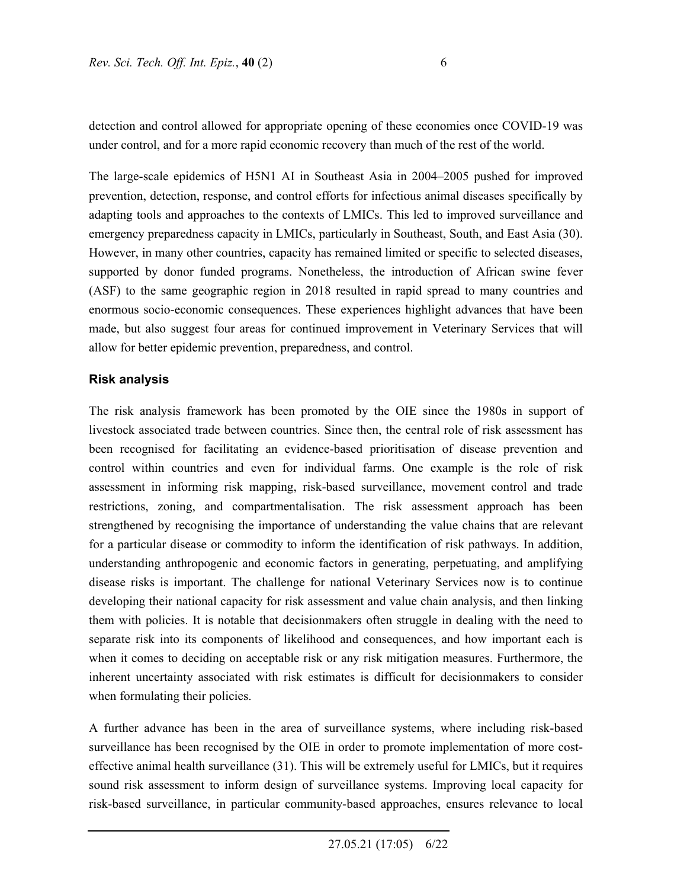detection and control allowed for appropriate opening of these economies once COVID-19 was under control, and for a more rapid economic recovery than much of the rest of the world.

The large-scale epidemics of H5N1 AI in Southeast Asia in 2004–2005 pushed for improved prevention, detection, response, and control efforts for infectious animal diseases specifically by adapting tools and approaches to the contexts of LMICs. This led to improved surveillance and emergency preparedness capacity in LMICs, particularly in Southeast, South, and East Asia (30). However, in many other countries, capacity has remained limited or specific to selected diseases, supported by donor funded programs. Nonetheless, the introduction of African swine fever (ASF) to the same geographic region in 2018 resulted in rapid spread to many countries and enormous socio-economic consequences. These experiences highlight advances that have been made, but also suggest four areas for continued improvement in Veterinary Services that will allow for better epidemic prevention, preparedness, and control.

### Risk analysis

The risk analysis framework has been promoted by the OIE since the 1980s in support of livestock associated trade between countries. Since then, the central role of risk assessment has been recognised for facilitating an evidence-based prioritisation of disease prevention and control within countries and even for individual farms. One example is the role of risk assessment in informing risk mapping, risk-based surveillance, movement control and trade restrictions, zoning, and compartmentalisation. The risk assessment approach has been strengthened by recognising the importance of understanding the value chains that are relevant for a particular disease or commodity to inform the identification of risk pathways. In addition, understanding anthropogenic and economic factors in generating, perpetuating, and amplifying disease risks is important. The challenge for national Veterinary Services now is to continue developing their national capacity for risk assessment and value chain analysis, and then linking them with policies. It is notable that decisionmakers often struggle in dealing with the need to separate risk into its components of likelihood and consequences, and how important each is when it comes to deciding on acceptable risk or any risk mitigation measures. Furthermore, the inherent uncertainty associated with risk estimates is difficult for decisionmakers to consider when formulating their policies.

A further advance has been in the area of surveillance systems, where including risk-based surveillance has been recognised by the OIE in order to promote implementation of more cost-effective animal health surveillance (31). This will be extremely useful for LMICs, but it requires sound risk assessment to inform design of surveillance systems. Improving local capacity for risk-based surveillance, in particular community-based approaches, ensures relevance to local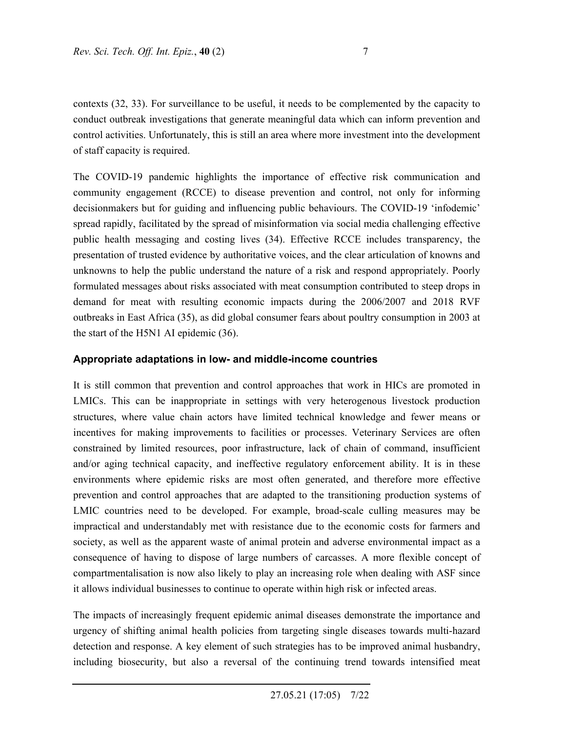contexts (32, 33). For surveillance to be useful, it needs to be complemented by the capacity to conduct outbreak investigations that generate meaningful data which can inform prevention and control activities. Unfortunately, this is still an area where more investment into the development of staff capacity is required.

The COVID-19 pandemic highlights the importance of effective risk communication and community engagement (RCCE) to disease prevention and control, not only for informing decisionmakers but for guiding and influencing public behaviours. The COVID-19 'infodemic' spread rapidly, facilitated by the spread of misinformation via social media challenging effective public health messaging and costing lives (34). Effective RCCE includes transparency, the presentation of trusted evidence by authoritative voices, and the clear articulation of knowns and unknowns to help the public understand the nature of a risk and respond appropriately. Poorly formulated messages about risks associated with meat consumption contributed to steep drops in demand for meat with resulting economic impacts during the 2006/2007 and 2018 RVF outbreaks in East Africa (35), as did global consumer fears about poultry consumption in 2003 at the start of the H5N1 AI epidemic (36).

## Appropriate adaptations in low- and middle-income countries

It is still common that prevention and control approaches that work in HICs are promoted in LMICs. This can be inappropriate in settings with very heterogenous livestock production structures, where value chain actors have limited technical knowledge and fewer means or incentives for making improvements to facilities or processes. Veterinary Services are often constrained by limited resources, poor infrastructure, lack of chain of command, insufficient and/or aging technical capacity, and ineffective regulatory enforcement ability. It is in these environments where epidemic risks are most often generated, and therefore more effective prevention and control approaches that are adapted to the transitioning production systems of LMIC countries need to be developed. For example, broad-scale culling measures may be impractical and understandably met with resistance due to the economic costs for farmers and society, as well as the apparent waste of animal protein and adverse environmental impact as a consequence of having to dispose of large numbers of carcasses. A more flexible concept of compartmentalisation is now also likely to play an increasing role when dealing with ASF since it allows individual businesses to continue to operate within high risk or infected areas.

The impacts of increasingly frequent epidemic animal diseases demonstrate the importance and urgency of shifting animal health policies from targeting single diseases towards multi-hazard detection and response. A key element of such strategies has to be improved animal husbandry, including biosecurity, but also a reversal of the continuing trend towards intensified meat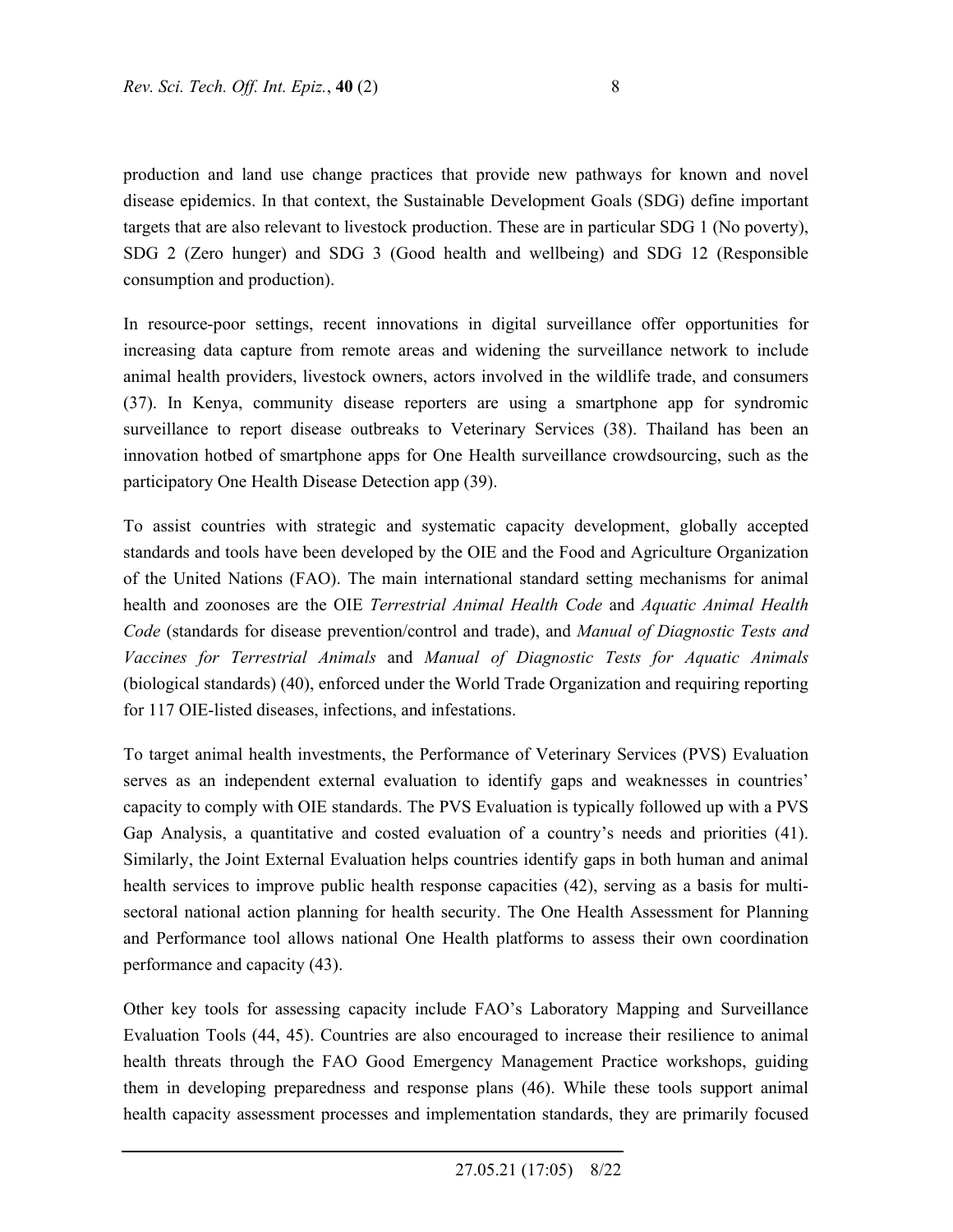production and land use change practices that provide new pathways for known and novel disease epidemics. In that context, the Sustainable Development Goals (SDG) define important targets that are also relevant to livestock production. These are in particular SDG 1 (No poverty), SDG 2 (Zero hunger) and SDG 3 (Good health and wellbeing) and SDG 12 (Responsible consumption and production).

In resource-poor settings, recent innovations in digital surveillance offer opportunities for increasing data capture from remote areas and widening the surveillance network to include animal health providers, livestock owners, actors involved in the wildlife trade, and consumers (37). In Kenya, community disease reporters are using a smartphone app for syndromic surveillance to report disease outbreaks to Veterinary Services (38). Thailand has been an innovation hotbed of smartphone apps for One Health surveillance crowdsourcing, such as the participatory One Health Disease Detection app (39).

To assist countries with strategic and systematic capacity development, globally accepted standards and tools have been developed by the OIE and the Food and Agriculture Organization of the United Nations (FAO). The main international standard setting mechanisms for animal health and zoonoses are the OIE *Terrestrial Animal Health Code* and *Aquatic Animal Health Code* (standards for disease prevention/control and trade), and *Manual of Diagnostic Tests and Vaccines for Terrestrial Animals* and *Manual of Diagnostic Tests for Aquatic Animals* (biological standards) (40), enforced under the World Trade Organization and requiring reporting for 117 OIE-listed diseases, infections, and infestations.

To target animal health investments, the Performance of Veterinary Services (PVS) Evaluation serves as an independent external evaluation to identify gaps and weaknesses in countries' capacity to comply with OIE standards. The PVS Evaluation is typically followed up with a PVS Gap Analysis, a quantitative and costed evaluation of a country's needs and priorities (41). Similarly, the Joint External Evaluation helps countries identify gaps in both human and animal health services to improve public health response capacities (42), serving as a basis for multi-sectoral national action planning for health security. The One Health Assessment for Planning and Performance tool allows national One Health platforms to assess their own coordination performance and capacity (43).

Other key tools for assessing capacity include FAO's Laboratory Mapping and Surveillance Evaluation Tools (44, 45). Countries are also encouraged to increase their resilience to animal health threats through the FAO Good Emergency Management Practice workshops, guiding them in developing preparedness and response plans (46). While these tools support animal health capacity assessment processes and implementation standards, they are primarily focused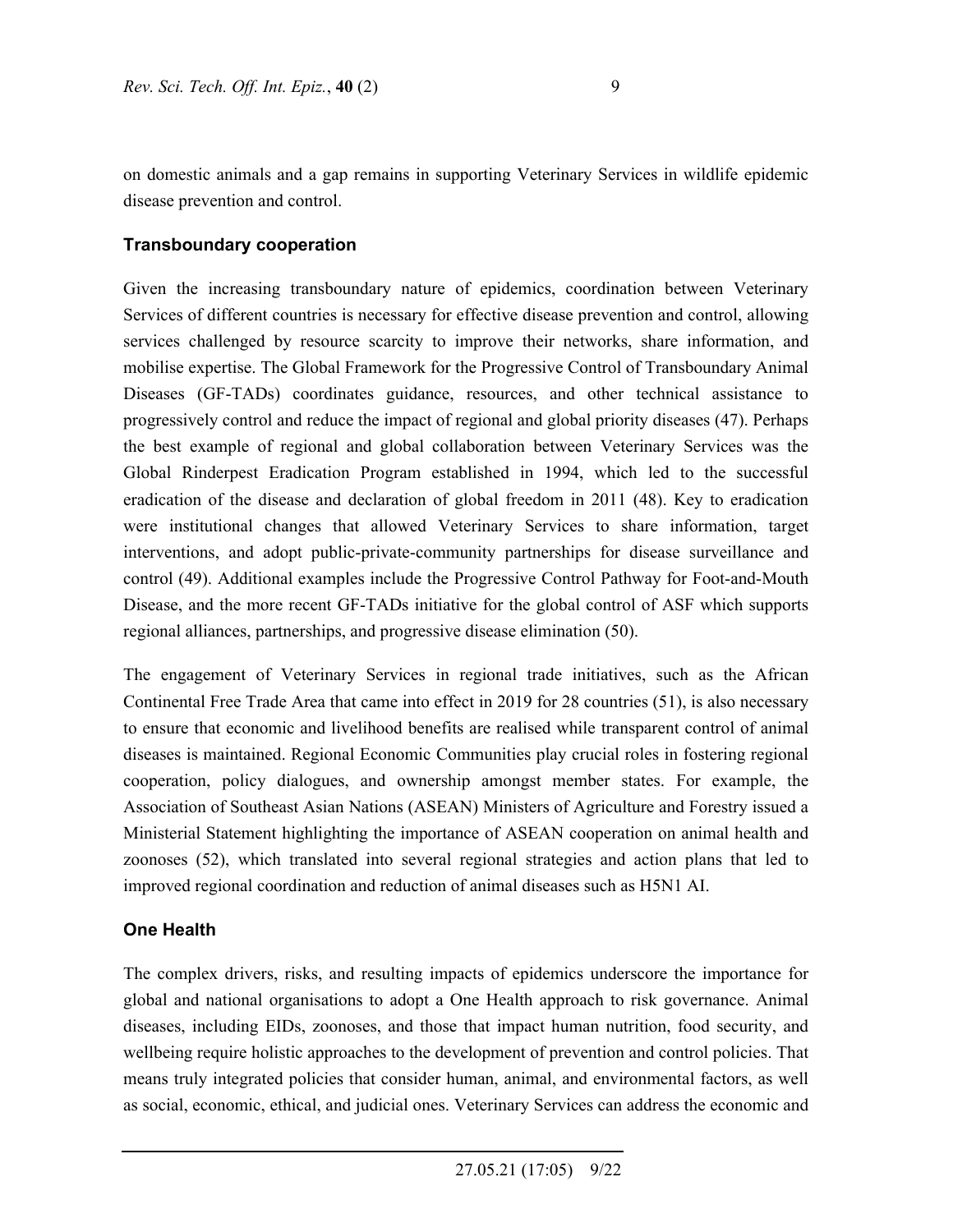on domestic animals and a gap remains in supporting Veterinary Services in wildlife epidemic disease prevention and control.

## Transboundary cooperation

Given the increasing transboundary nature of epidemics, coordination between Veterinary Services of different countries is necessary for effective disease prevention and control, allowing services challenged by resource scarcity to improve their networks, share information, and mobilise expertise. The Global Framework for the Progressive Control of Transboundary Animal Diseases (GF-TADs) coordinates guidance, resources, and other technical assistance to progressively control and reduce the impact of regional and global priority diseases (47). Perhaps the best example of regional and global collaboration between Veterinary Services was the Global Rinderpest Eradication Program established in 1994, which led to the successful eradication of the disease and declaration of global freedom in 2011 (48). Key to eradication were institutional changes that allowed Veterinary Services to share information, target interventions, and adopt public-private-community partnerships for disease surveillance and control (49). Additional examples include the Progressive Control Pathway for Foot-and-Mouth Disease, and the more recent GF-TADs initiative for the global control of ASF which supports regional alliances, partnerships, and progressive disease elimination (50).

The engagement of Veterinary Services in regional trade initiatives, such as the African Continental Free Trade Area that came into effect in 2019 for 28 countries (51), is also necessary to ensure that economic and livelihood benefits are realised while transparent control of animal diseases is maintained. Regional Economic Communities play crucial roles in fostering regional cooperation, policy dialogues, and ownership amongst member states. For example, the Association of Southeast Asian Nations (ASEAN) Ministers of Agriculture and Forestry issued a Ministerial Statement highlighting the importance of ASEAN cooperation on animal health and zoonoses (52), which translated into several regional strategies and action plans that led to improved regional coordination and reduction of animal diseases such as H5N1 AI.

## One Health

The complex drivers, risks, and resulting impacts of epidemics underscore the importance for global and national organisations to adopt a One Health approach to risk governance. Animal diseases, including EIDs, zoonoses, and those that impact human nutrition, food security, and wellbeing require holistic approaches to the development of prevention and control policies. That means truly integrated policies that consider human, animal, and environmental factors, as well as social, economic, ethical, and judicial ones. Veterinary Services can address the economic and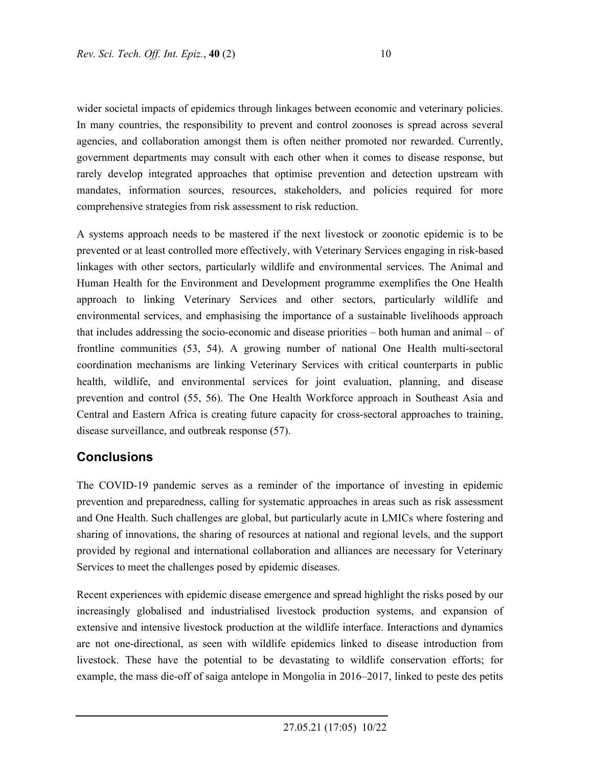wider societal impacts of epidemics through linkages between economic and veterinary policies. In many countries, the responsibility to prevent and control zoonoses is spread across several agencies, and collaboration amongst them is often neither promoted nor rewarded. Currently, government departments may consult with each other when it comes to disease response, but rarely develop integrated approaches that optimise prevention and detection upstream with mandates, information sources, resources, stakeholders, and policies required for more comprehensive strategies from risk assessment to risk reduction.

A systems approach needs to be mastered if the next livestock or zoonotic epidemic is to be prevented or at least controlled more effectively, with Veterinary Services engaging in risk-based linkages with other sectors, particularly wildlife and environmental services. The Animal and Human Health for the Environment and Development programme exemplifies the One Health approach to linking Veterinary Services and other sectors, particularly wildlife and environmental services, and emphasising the importance of a sustainable livelihoods approach that includes addressing the socio-economic and disease priorities – both human and animal – of frontline communities (53, 54). A growing number of national One Health multi-sectoral coordination mechanisms are linking Veterinary Services with critical counterparts in public health, wildlife, and environmental services for joint evaluation, planning, and disease prevention and control (55, 56). The One Health Workforce approach in Southeast Asia and Central and Eastern Africa is creating future capacity for cross-sectoral approaches to training, disease surveillance, and outbreak response (57).

## Conclusions

The COVID-19 pandemic serves as a reminder of the importance of investing in epidemic prevention and preparedness, calling for systematic approaches in areas such as risk assessment and One Health. Such challenges are global, but particularly acute in LMICs where fostering and sharing of innovations, the sharing of resources at national and regional levels, and the support provided by regional and international collaboration and alliances are necessary for Veterinary Services to meet the challenges posed by epidemic diseases.

Recent experiences with epidemic disease emergence and spread highlight the risks posed by our increasingly globalised and industrialised livestock production systems, and expansion of extensive and intensive livestock production at the wildlife interface. Interactions and dynamics are not one-directional, as seen with wildlife epidemics linked to disease introduction from livestock. These have the potential to be devastating to wildlife conservation efforts; for example, the mass die-off of saiga antelope in Mongolia in 2016–2017, linked to peste des petits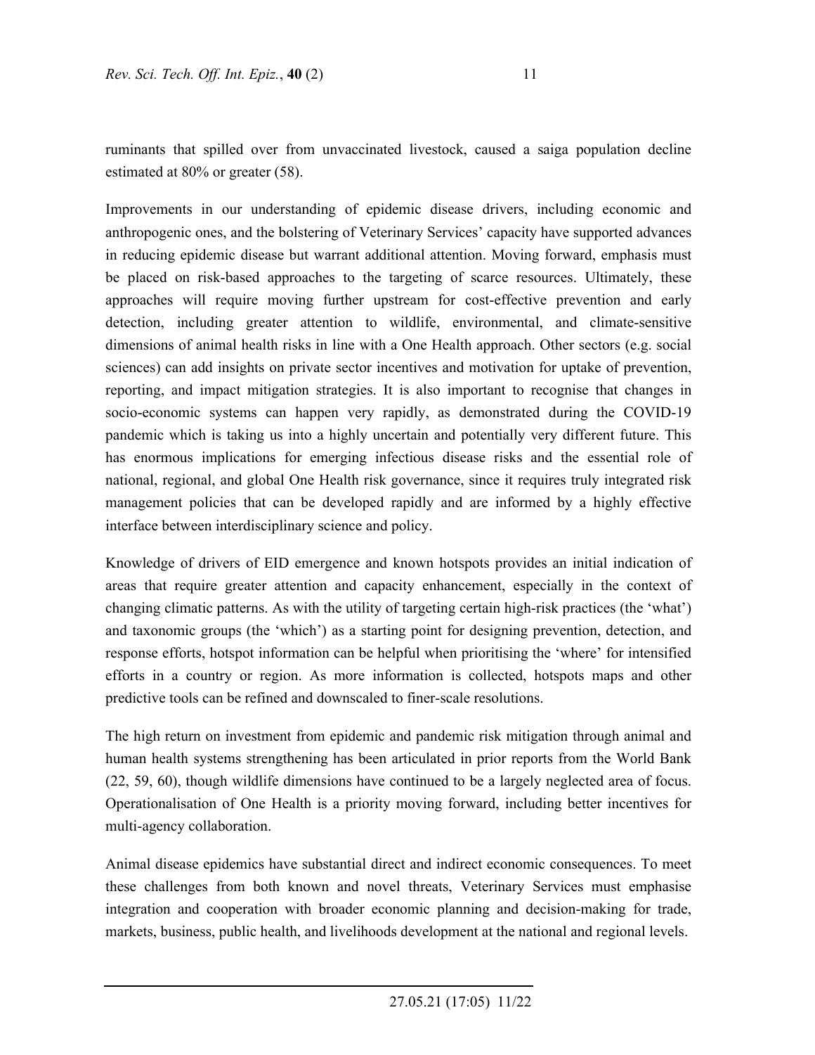ruminants that spilled over from unvaccinated livestock, caused a saiga population decline estimated at 80% or greater (58).

Improvements in our understanding of epidemic disease drivers, including economic and anthropogenic ones, and the bolstering of Veterinary Services' capacity have supported advances in reducing epidemic disease but warrant additional attention. Moving forward, emphasis must be placed on risk-based approaches to the targeting of scarce resources. Ultimately, these approaches will require moving further upstream for cost-effective prevention and early detection, including greater attention to wildlife, environmental, and climate-sensitive dimensions of animal health risks in line with a One Health approach. Other sectors (e.g. social sciences) can add insights on private sector incentives and motivation for uptake of prevention, reporting, and impact mitigation strategies. It is also important to recognise that changes in socio-economic systems can happen very rapidly, as demonstrated during the COVID-19 pandemic which is taking us into a highly uncertain and potentially very different future. This has enormous implications for emerging infectious disease risks and the essential role of national, regional, and global One Health risk governance, since it requires truly integrated risk management policies that can be developed rapidly and are informed by a highly effective interface between interdisciplinary science and policy.

Knowledge of drivers of EID emergence and known hotspots provides an initial indication of areas that require greater attention and capacity enhancement, especially in the context of changing climatic patterns. As with the utility of targeting certain high-risk practices (the 'what') and taxonomic groups (the 'which') as a starting point for designing prevention, detection, and response efforts, hotspot information can be helpful when prioritising the 'where' for intensified efforts in a country or region. As more information is collected, hotspots maps and other predictive tools can be refined and downscaled to finer-scale resolutions.

The high return on investment from epidemic and pandemic risk mitigation through animal and human health systems strengthening has been articulated in prior reports from the World Bank (22, 59, 60), though wildlife dimensions have continued to be a largely neglected area of focus. Operationalisation of One Health is a priority moving forward, including better incentives for multi-agency collaboration.

Animal disease epidemics have substantial direct and indirect economic consequences. To meet these challenges from both known and novel threats, Veterinary Services must emphasise integration and cooperation with broader economic planning and decision-making for trade, markets, business, public health, and livelihoods development at the national and regional levels.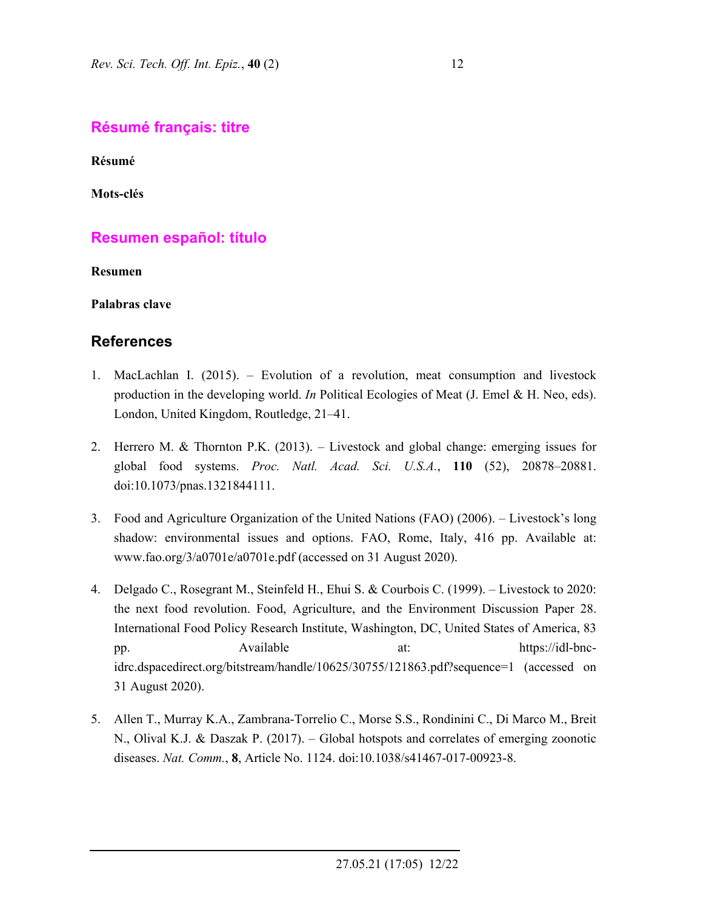## Résumé français: titre

**Résumé**

**Mots-clés**

## Resumen español: título

**Resumen**

**Palabras clave**

## References

1. MacLachlan I. (2015). – Evolution of a revolution, meat consumption and livestock production in the developing world. *In* Political Ecologies of Meat (J. Emel & H. Neo, eds). London, United Kingdom, Routledge, 21–41.

2. Herrero M. & Thornton P.K. (2013). – Livestock and global change: emerging issues for global food systems. *Proc. Natl. Acad. Sci. U.S.A.*, **110** (52), 20878–20881. doi:10.1073/pnas.1321844111.

3. Food and Agriculture Organization of the United Nations (FAO) (2006). – Livestock's long shadow: environmental issues and options. FAO, Rome, Italy, 416 pp. Available at: www.fao.org/3/a0701e/a0701e.pdf (accessed on 31 August 2020).

4. Delgado C., Rosegrant M., Steinfeld H., Ehui S. & Courbois C. (1999). – Livestock to 2020: the next food revolution. Food, Agriculture, and the Environment Discussion Paper 28. International Food Policy Research Institute, Washington, DC, United States of America, 83 pp. Available at: https://idl-bnc-idrc.dspacedirect.org/bitstream/handle/10625/30755/121863.pdf?sequence=1 (accessed on 31 August 2020).

5. Allen T., Murray K.A., Zambrana-Torrelio C., Morse S.S., Rondinini C., Di Marco M., Breit N., Olival K.J. & Daszak P. (2017). – Global hotspots and correlates of emerging zoonotic diseases. *Nat. Comm.*, **8**, Article No. 1124. doi:10.1038/s41467-017-00923-8.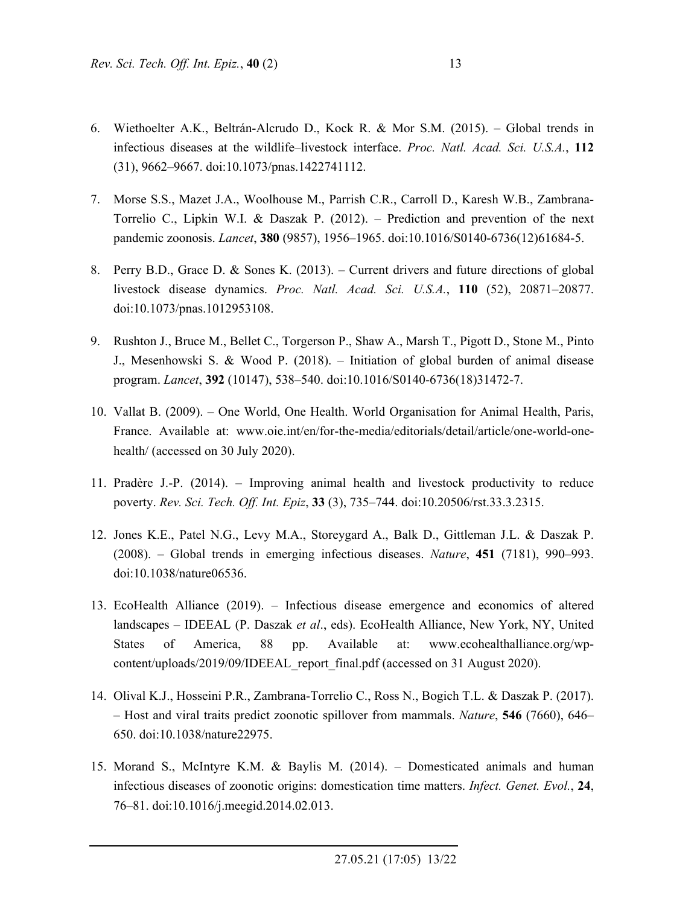6. Wiethoelter A.K., Beltrán-Alcrudo D., Kock R. & Mor S.M. (2015). – Global trends in infectious diseases at the wildlife–livestock interface. *Proc. Natl. Acad. Sci. U.S.A.*, **112** (31), 9662–9667. doi:10.1073/pnas.1422741112.

7. Morse S.S., Mazet J.A., Woolhouse M., Parrish C.R., Carroll D., Karesh W.B., Zambrana-Torrelio C., Lipkin W.I. & Daszak P. (2012). – Prediction and prevention of the next pandemic zoonosis. *Lancet*, **380** (9857), 1956–1965. doi:10.1016/S0140-6736(12)61684-5.

8. Perry B.D., Grace D. & Sones K. (2013). – Current drivers and future directions of global livestock disease dynamics. *Proc. Natl. Acad. Sci. U.S.A.*, **110** (52), 20871–20877. doi:10.1073/pnas.1012953108.

9. Rushton J., Bruce M., Bellet C., Torgerson P., Shaw A., Marsh T., Pigott D., Stone M., Pinto J., Mesenhowski S. & Wood P. (2018). – Initiation of global burden of animal disease program. *Lancet*, **392** (10147), 538–540. doi:10.1016/S0140-6736(18)31472-7.

10. Vallat B. (2009). – One World, One Health. World Organisation for Animal Health, Paris, France. Available at: www.oie.int/en/for-the-media/editorials/detail/article/one-world-one-health/ (accessed on 30 July 2020).

11. Pradère J.-P. (2014). – Improving animal health and livestock productivity to reduce poverty. *Rev. Sci. Tech. Off. Int. Epiz*, **33** (3), 735–744. doi:10.20506/rst.33.3.2315.

12. Jones K.E., Patel N.G., Levy M.A., Storeygard A., Balk D., Gittleman J.L. & Daszak P. (2008). – Global trends in emerging infectious diseases. *Nature*, **451** (7181), 990–993. doi:10.1038/nature06536.

13. EcoHealth Alliance (2019). – Infectious disease emergence and economics of altered landscapes – IDEEAL (P. Daszak *et al*., eds). EcoHealth Alliance, New York, NY, United States of America, 88 pp. Available at: www.ecohealthalliance.org/wp-content/uploads/2019/09/IDEEAL_report_final.pdf (accessed on 31 August 2020).

14. Olival K.J., Hosseini P.R., Zambrana-Torrelio C., Ross N., Bogich T.L. & Daszak P. (2017). – Host and viral traits predict zoonotic spillover from mammals. *Nature*, **546** (7660), 646–650. doi:10.1038/nature22975.

15. Morand S., McIntyre K.M. & Baylis M. (2014). – Domesticated animals and human infectious diseases of zoonotic origins: domestication time matters. *Infect. Genet. Evol.*, **24**, 76–81. doi:10.1016/j.meegid.2014.02.013.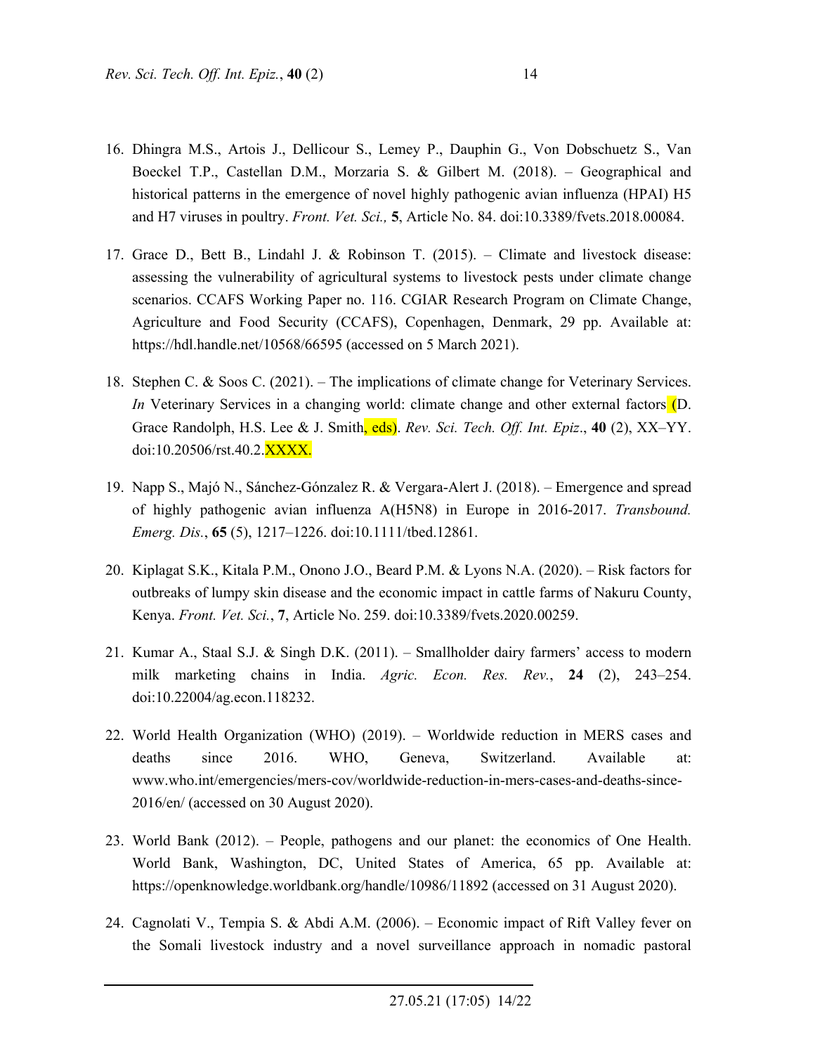16. Dhingra M.S., Artois J., Dellicour S., Lemey P., Dauphin G., Von Dobschuetz S., Van Boeckel T.P., Castellan D.M., Morzaria S. & Gilbert M. (2018). – Geographical and historical patterns in the emergence of novel highly pathogenic avian influenza (HPAI) H5 and H7 viruses in poultry. *Front. Vet. Sci.,* **5**, Article No. 84. doi:10.3389/fvets.2018.00084.

17. Grace D., Bett B., Lindahl J. & Robinson T. (2015). – Climate and livestock disease: assessing the vulnerability of agricultural systems to livestock pests under climate change scenarios. CCAFS Working Paper no. 116. CGIAR Research Program on Climate Change, Agriculture and Food Security (CCAFS), Copenhagen, Denmark, 29 pp. Available at: https://hdl.handle.net/10568/66595 (accessed on 5 March 2021).

18. Stephen C. & Soos C. (2021). – The implications of climate change for Veterinary Services. *In* Veterinary Services in a changing world: climate change and other external factors (D. Grace Randolph, H.S. Lee & J. Smith, eds). *Rev. Sci. Tech. Off. Int. Epiz*., **40** (2), XX–YY. doi:10.20506/rst.40.2.XXXX.

19. Napp S., Majó N., Sánchez-Gónzalez R. & Vergara-Alert J. (2018). – Emergence and spread of highly pathogenic avian influenza A(H5N8) in Europe in 2016-2017. *Transbound. Emerg. Dis.*, **65** (5), 1217–1226. doi:10.1111/tbed.12861.

20. Kiplagat S.K., Kitala P.M., Onono J.O., Beard P.M. & Lyons N.A. (2020). – Risk factors for outbreaks of lumpy skin disease and the economic impact in cattle farms of Nakuru County, Kenya. *Front. Vet. Sci.*, **7**, Article No. 259. doi:10.3389/fvets.2020.00259.

21. Kumar A., Staal S.J. & Singh D.K. (2011). – Smallholder dairy farmers' access to modern milk marketing chains in India. *Agric. Econ. Res. Rev.*, **24** (2), 243–254. doi:10.22004/ag.econ.118232.

22. World Health Organization (WHO) (2019). – Worldwide reduction in MERS cases and deaths since 2016. WHO, Geneva, Switzerland. Available at: www.who.int/emergencies/mers-cov/worldwide-reduction-in-mers-cases-and-deaths-since-2016/en/ (accessed on 30 August 2020).

23. World Bank (2012). – People, pathogens and our planet: the economics of One Health. World Bank, Washington, DC, United States of America, 65 pp. Available at: https://openknowledge.worldbank.org/handle/10986/11892 (accessed on 31 August 2020).

24. Cagnolati V., Tempia S. & Abdi A.M. (2006). – Economic impact of Rift Valley fever on the Somali livestock industry and a novel surveillance approach in nomadic pastoral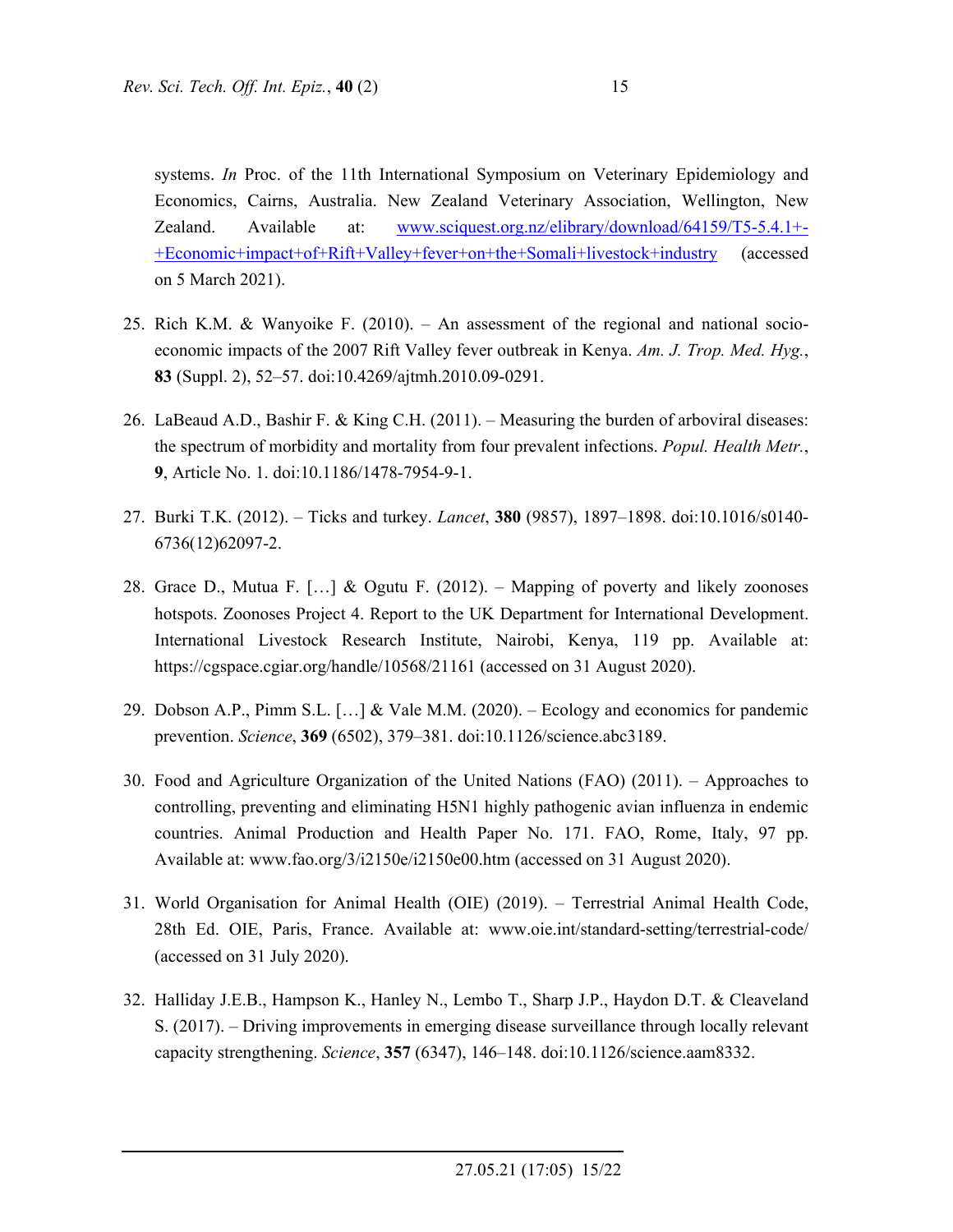systems. *In* Proc. of the 11th International Symposium on Veterinary Epidemiology and Economics, Cairns, Australia. New Zealand Veterinary Association, Wellington, New Zealand. Available at: [www.sciquest.org.nz/elibrary/download/64159/T5-5.4.1+-+Economic+impact+of+Rift+Valley+fever+on+the+Somali+livestock+industry](www.sciquest.org.nz/elibrary/download/64159/T5-5.4.1+-+Economic+impact+of+Rift+Valley+fever+on+the+Somali+livestock+industry) (accessed on 5 March 2021).

25. Rich K.M. & Wanyoike F. (2010). – An assessment of the regional and national socio-economic impacts of the 2007 Rift Valley fever outbreak in Kenya. *Am. J. Trop. Med. Hyg.*, **83** (Suppl. 2), 52–57. doi:10.4269/ajtmh.2010.09-0291.

26. LaBeaud A.D., Bashir F. & King C.H. (2011). – Measuring the burden of arboviral diseases: the spectrum of morbidity and mortality from four prevalent infections. *Popul. Health Metr.*, **9**, Article No. 1. doi:10.1186/1478-7954-9-1.

27. Burki T.K. (2012). – Ticks and turkey. *Lancet*, **380** (9857), 1897–1898. doi:10.1016/s0140-6736(12)62097-2.

28. Grace D., Mutua F. […] & Ogutu F. (2012). – Mapping of poverty and likely zoonoses hotspots. Zoonoses Project 4. Report to the UK Department for International Development. International Livestock Research Institute, Nairobi, Kenya, 119 pp. Available at: https://cgspace.cgiar.org/handle/10568/21161 (accessed on 31 August 2020).

29. Dobson A.P., Pimm S.L. […] & Vale M.M. (2020). – Ecology and economics for pandemic prevention. *Science*, **369** (6502), 379–381. doi:10.1126/science.abc3189.

30. Food and Agriculture Organization of the United Nations (FAO) (2011). – Approaches to controlling, preventing and eliminating H5N1 highly pathogenic avian influenza in endemic countries. Animal Production and Health Paper No. 171. FAO, Rome, Italy, 97 pp. Available at: www.fao.org/3/i2150e/i2150e00.htm (accessed on 31 August 2020).

31. World Organisation for Animal Health (OIE) (2019). – Terrestrial Animal Health Code, 28th Ed. OIE, Paris, France. Available at: www.oie.int/standard-setting/terrestrial-code/ (accessed on 31 July 2020).

32. Halliday J.E.B., Hampson K., Hanley N., Lembo T., Sharp J.P., Haydon D.T. & Cleaveland S. (2017). – Driving improvements in emerging disease surveillance through locally relevant capacity strengthening. *Science*, **357** (6347), 146–148. doi:10.1126/science.aam8332.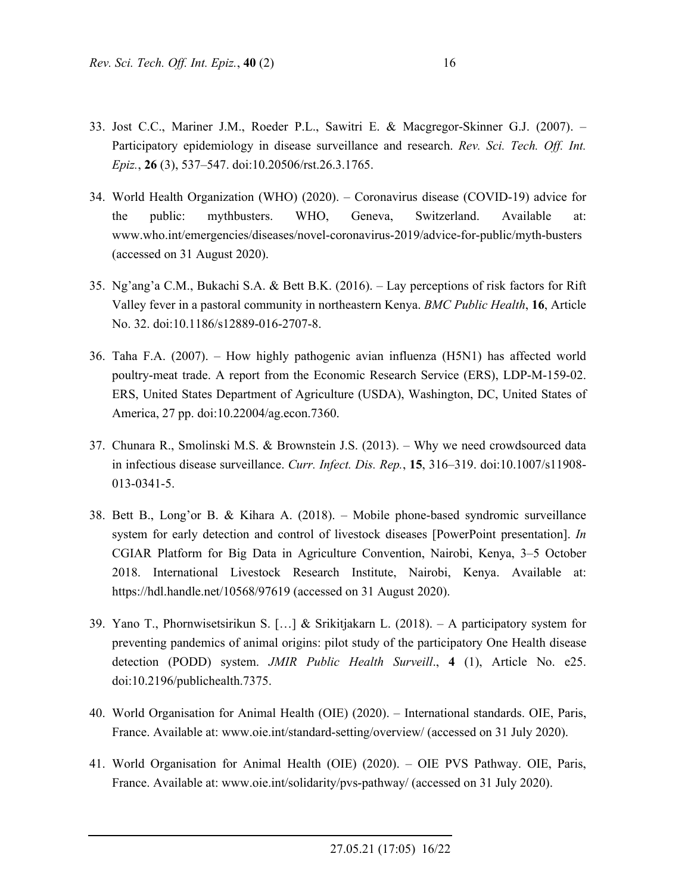33. Jost C.C., Mariner J.M., Roeder P.L., Sawitri E. & Macgregor-Skinner G.J. (2007). – Participatory epidemiology in disease surveillance and research. *Rev. Sci. Tech. Off. Int. Epiz.*, **26** (3), 537–547. doi:10.20506/rst.26.3.1765.

34. World Health Organization (WHO) (2020). – Coronavirus disease (COVID-19) advice for the public: mythbusters. WHO, Geneva, Switzerland. Available at: www.who.int/emergencies/diseases/novel-coronavirus-2019/advice-for-public/myth-busters (accessed on 31 August 2020).

35. Ng'ang'a C.M., Bukachi S.A. & Bett B.K. (2016). – Lay perceptions of risk factors for Rift Valley fever in a pastoral community in northeastern Kenya. *BMC Public Health*, **16**, Article No. 32. doi:10.1186/s12889-016-2707-8.

36. Taha F.A. (2007). – How highly pathogenic avian influenza (H5N1) has affected world poultry-meat trade. A report from the Economic Research Service (ERS), LDP-M-159-02. ERS, United States Department of Agriculture (USDA), Washington, DC, United States of America, 27 pp. doi:10.22004/ag.econ.7360.

37. Chunara R., Smolinski M.S. & Brownstein J.S. (2013). – Why we need crowdsourced data in infectious disease surveillance. *Curr. Infect. Dis. Rep.*, **15**, 316–319. doi:10.1007/s11908-013-0341-5.

38. Bett B., Long'or B. & Kihara A. (2018). – Mobile phone-based syndromic surveillance system for early detection and control of livestock diseases [PowerPoint presentation]. *In* CGIAR Platform for Big Data in Agriculture Convention, Nairobi, Kenya, 3–5 October 2018. International Livestock Research Institute, Nairobi, Kenya. Available at: https://hdl.handle.net/10568/97619 (accessed on 31 August 2020).

39. Yano T., Phornwisetsirikun S. […] & Srikitjakarn L. (2018). – A participatory system for preventing pandemics of animal origins: pilot study of the participatory One Health disease detection (PODD) system. *JMIR Public Health Surveill*., **4** (1), Article No. e25. doi:10.2196/publichealth.7375.

40. World Organisation for Animal Health (OIE) (2020). – International standards. OIE, Paris, France. Available at: www.oie.int/standard-setting/overview/ (accessed on 31 July 2020).

41. World Organisation for Animal Health (OIE) (2020). – OIE PVS Pathway. OIE, Paris, France. Available at: www.oie.int/solidarity/pvs-pathway/ (accessed on 31 July 2020).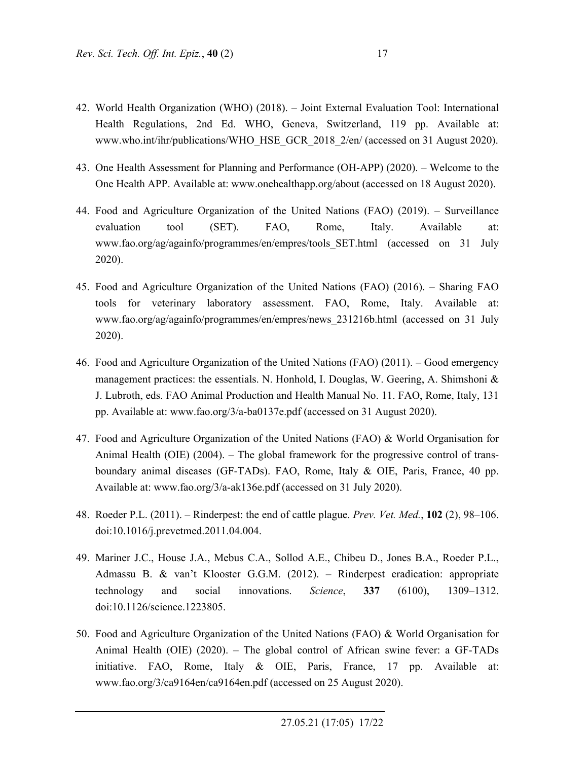42. World Health Organization (WHO) (2018). – Joint External Evaluation Tool: International Health Regulations, 2nd Ed. WHO, Geneva, Switzerland, 119 pp. Available at: www.who.int/ihr/publications/WHO_HSE_GCR_2018_2/en/ (accessed on 31 August 2020).

43. One Health Assessment for Planning and Performance (OH-APP) (2020). – Welcome to the One Health APP. Available at: www.onehealthapp.org/about (accessed on 18 August 2020).

44. Food and Agriculture Organization of the United Nations (FAO) (2019). – Surveillance evaluation tool (SET). FAO, Rome, Italy. Available at: www.fao.org/ag/againfo/programmes/en/empres/tools_SET.html (accessed on 31 July 2020).

45. Food and Agriculture Organization of the United Nations (FAO) (2016). – Sharing FAO tools for veterinary laboratory assessment. FAO, Rome, Italy. Available at: www.fao.org/ag/againfo/programmes/en/empres/news_231216b.html (accessed on 31 July 2020).

46. Food and Agriculture Organization of the United Nations (FAO) (2011). – Good emergency management practices: the essentials. N. Honhold, I. Douglas, W. Geering, A. Shimshoni & J. Lubroth, eds. FAO Animal Production and Health Manual No. 11. FAO, Rome, Italy, 131 pp. Available at: www.fao.org/3/a-ba0137e.pdf (accessed on 31 August 2020).

47. Food and Agriculture Organization of the United Nations (FAO) & World Organisation for Animal Health (OIE) (2004). – The global framework for the progressive control of trans-boundary animal diseases (GF-TADs). FAO, Rome, Italy & OIE, Paris, France, 40 pp. Available at: www.fao.org/3/a-ak136e.pdf (accessed on 31 July 2020).

48. Roeder P.L. (2011). – Rinderpest: the end of cattle plague. *Prev. Vet. Med.*, **102** (2), 98–106. doi:10.1016/j.prevetmed.2011.04.004.

49. Mariner J.C., House J.A., Mebus C.A., Sollod A.E., Chibeu D., Jones B.A., Roeder P.L., Admassu B. & van't Klooster G.G.M. (2012). – Rinderpest eradication: appropriate technology and social innovations. *Science*, **337** (6100), 1309–1312. doi:10.1126/science.1223805.

50. Food and Agriculture Organization of the United Nations (FAO) & World Organisation for Animal Health (OIE) (2020). – The global control of African swine fever: a GF-TADs initiative. FAO, Rome, Italy & OIE, Paris, France, 17 pp. Available at: www.fao.org/3/ca9164en/ca9164en.pdf (accessed on 25 August 2020).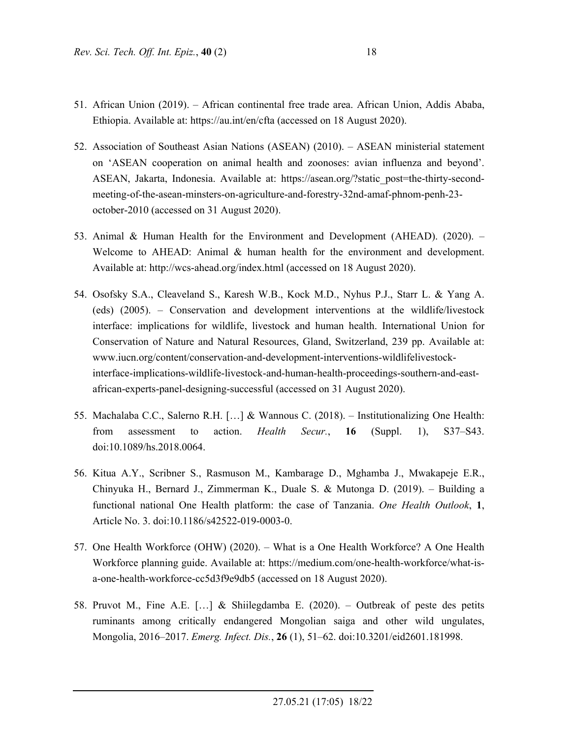51. African Union (2019). – African continental free trade area. African Union, Addis Ababa, Ethiopia. Available at: https://au.int/en/cfta (accessed on 18 August 2020).

52. Association of Southeast Asian Nations (ASEAN) (2010). – ASEAN ministerial statement on 'ASEAN cooperation on animal health and zoonoses: avian influenza and beyond'. ASEAN, Jakarta, Indonesia. Available at: https://asean.org/?static_post=the-thirty-second-meeting-of-the-asean-minsters-on-agriculture-and-forestry-32nd-amaf-phnom-penh-23-october-2010 (accessed on 31 August 2020).

53. Animal & Human Health for the Environment and Development (AHEAD). (2020). – Welcome to AHEAD: Animal & human health for the environment and development. Available at: http://wcs-ahead.org/index.html (accessed on 18 August 2020).

54. Osofsky S.A., Cleaveland S., Karesh W.B., Kock M.D., Nyhus P.J., Starr L. & Yang A. (eds) (2005). – Conservation and development interventions at the wildlife/livestock interface: implications for wildlife, livestock and human health. International Union for Conservation of Nature and Natural Resources, Gland, Switzerland, 239 pp. Available at: www.iucn.org/content/conservation-and-development-interventions-wildlifelivestock-interface-implications-wildlife-livestock-and-human-health-proceedings-southern-and-east-african-experts-panel-designing-successful (accessed on 31 August 2020).

55. Machalaba C.C., Salerno R.H. […] & Wannous C. (2018). – Institutionalizing One Health: from assessment to action. *Health Secur.*, **16** (Suppl. 1), S37–S43. doi:10.1089/hs.2018.0064.

56. Kitua A.Y., Scribner S., Rasmuson M., Kambarage D., Mghamba J., Mwakapeje E.R., Chinyuka H., Bernard J., Zimmerman K., Duale S. & Mutonga D. (2019). – Building a functional national One Health platform: the case of Tanzania. *One Health Outlook*, **1**, Article No. 3. doi:10.1186/s42522-019-0003-0.

57. One Health Workforce (OHW) (2020). – What is a One Health Workforce? A One Health Workforce planning guide. Available at: https://medium.com/one-health-workforce/what-is-a-one-health-workforce-cc5d3f9e9db5 (accessed on 18 August 2020).

58. Pruvot M., Fine A.E. […] & Shiilegdamba E. (2020). – Outbreak of peste des petits ruminants among critically endangered Mongolian saiga and other wild ungulates, Mongolia, 2016–2017. *Emerg. Infect. Dis.*, **26** (1), 51–62. doi:10.3201/eid2601.181998.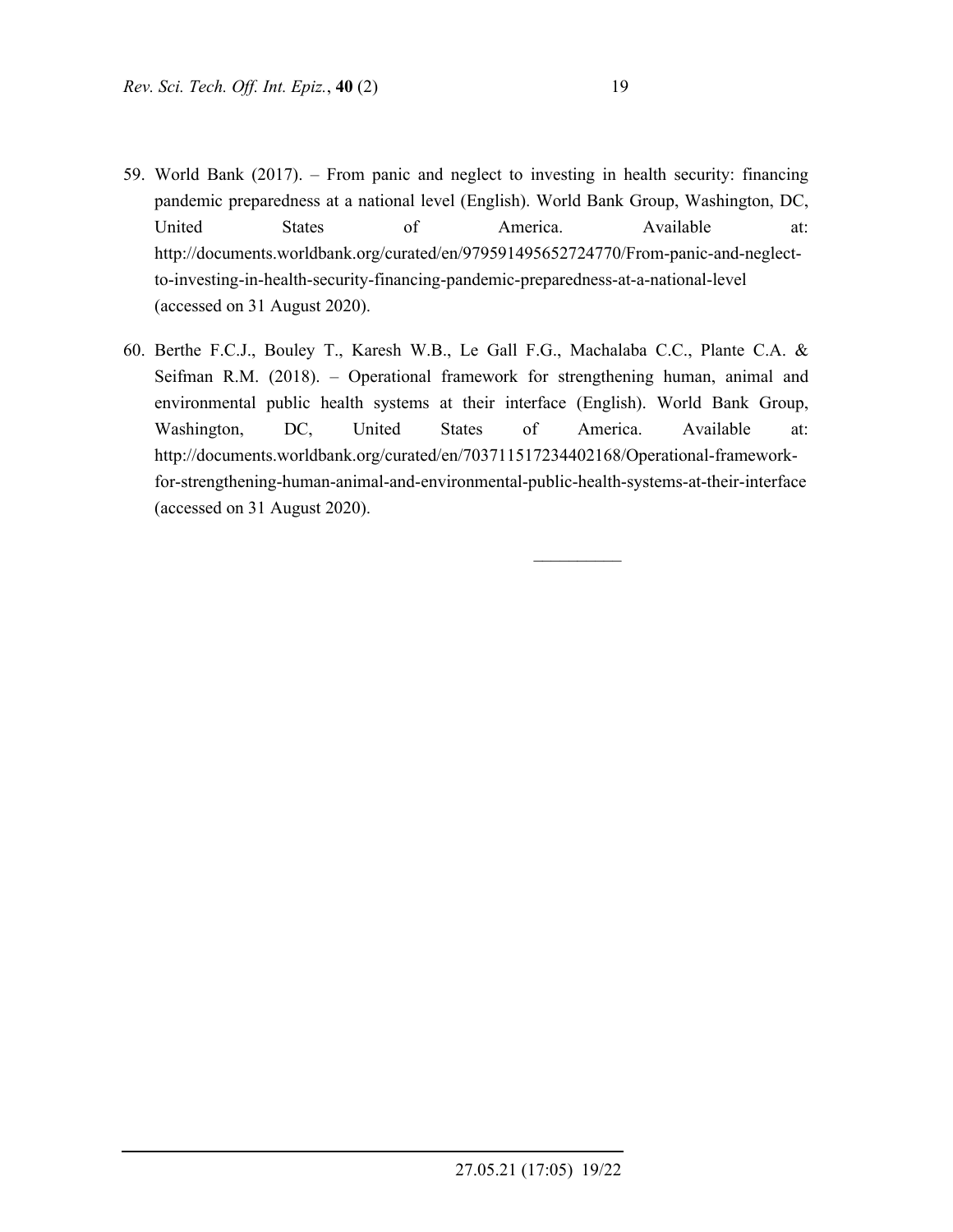59. World Bank (2017). – From panic and neglect to investing in health security: financing pandemic preparedness at a national level (English). World Bank Group, Washington, DC, United States of America. Available at: http://documents.worldbank.org/curated/en/979591495652724770/From-panic-and-neglect-to-investing-in-health-security-financing-pandemic-preparedness-at-a-national-level (accessed on 31 August 2020).

60. Berthe F.C.J., Bouley T., Karesh W.B., Le Gall F.G., Machalaba C.C., Plante C.A. & Seifman R.M. (2018). – Operational framework for strengthening human, animal and environmental public health systems at their interface (English). World Bank Group, Washington, DC, United States of America. Available at: http://documents.worldbank.org/curated/en/703711517234402168/Operational-framework-for-strengthening-human-animal-and-environmental-public-health-systems-at-their-interface (accessed on 31 August 2020).

__________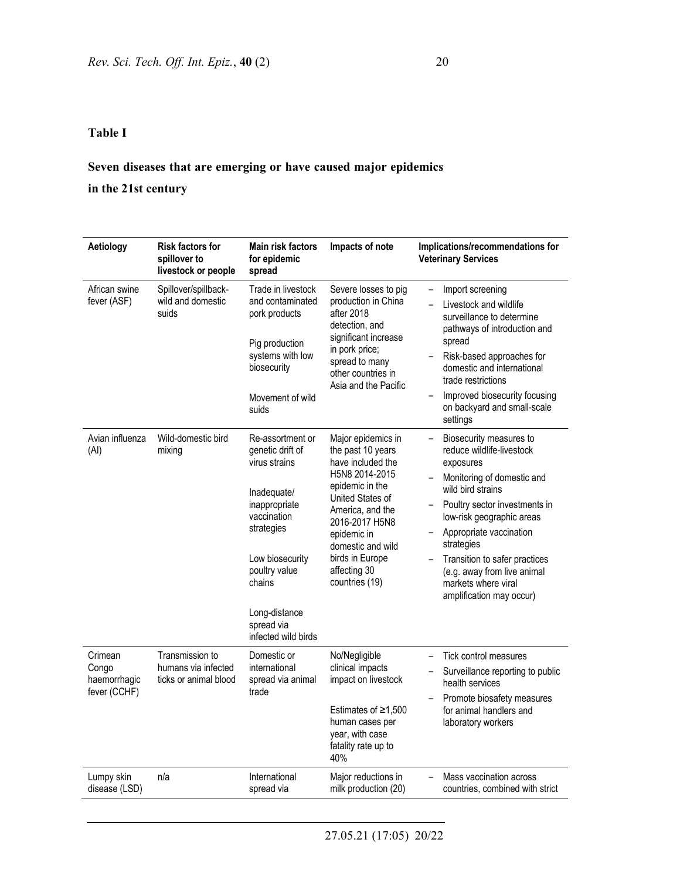**Table I**

**Seven diseases that are emerging or have caused major epidemics in the 21st century**

| Aetiology | Risk factors for spillover to livestock or people | Main risk factors for epidemic spread | Impacts of note | Implications/recommendations for Veterinary Services |
|---|---|---|---|---|
| African swine fever (ASF) | Spillover/spillback-wild and domestic suids | Trade in livestock and contaminated pork products<br><br>Pig production systems with low biosecurity<br><br>Movement of wild suids | Severe losses to pig production in China after 2018 detection, and significant increase in pork price; spread to many other countries in Asia and the Pacific | – Import screening<br>– Livestock and wildlife surveillance to determine pathways of introduction and spread<br>– Risk-based approaches for domestic and international trade restrictions<br>– Improved biosecurity focusing on backyard and small-scale settings |
| Avian influenza (AI) | Wild-domestic bird mixing | Re-assortment or genetic drift of virus strains<br><br>Inadequate/ inappropriate vaccination strategies<br><br>Low biosecurity poultry value chains<br><br>Long-distance spread via infected wild birds | Major epidemics in the past 10 years have included the H5N8 2014-2015 epidemic in the United States of America, and the 2016-2017 H5N8 epidemic in domestic and wild birds in Europe affecting 30 countries (19) | – Biosecurity measures to reduce wildlife-livestock exposures<br>– Monitoring of domestic and wild bird strains<br>– Poultry sector investments in low-risk geographic areas<br>– Appropriate vaccination strategies<br>– Transition to safer practices (e.g. away from live animal markets where viral amplification may occur) |
| Crimean Congo haemorrhagic fever (CCHF) | Transmission to humans via infected ticks or animal blood | Domestic or international spread via animal trade | No/Negligible clinical impacts impact on livestock<br><br>Estimates of ≥1,500 human cases per year, with case fatality rate up to 40% | – Tick control measures<br>– Surveillance reporting to public health services<br>– Promote biosafety measures for animal handlers and laboratory workers |
| Lumpy skin disease (LSD) | n/a | International spread via | Major reductions in milk production (20) | – Mass vaccination across countries, combined with strict |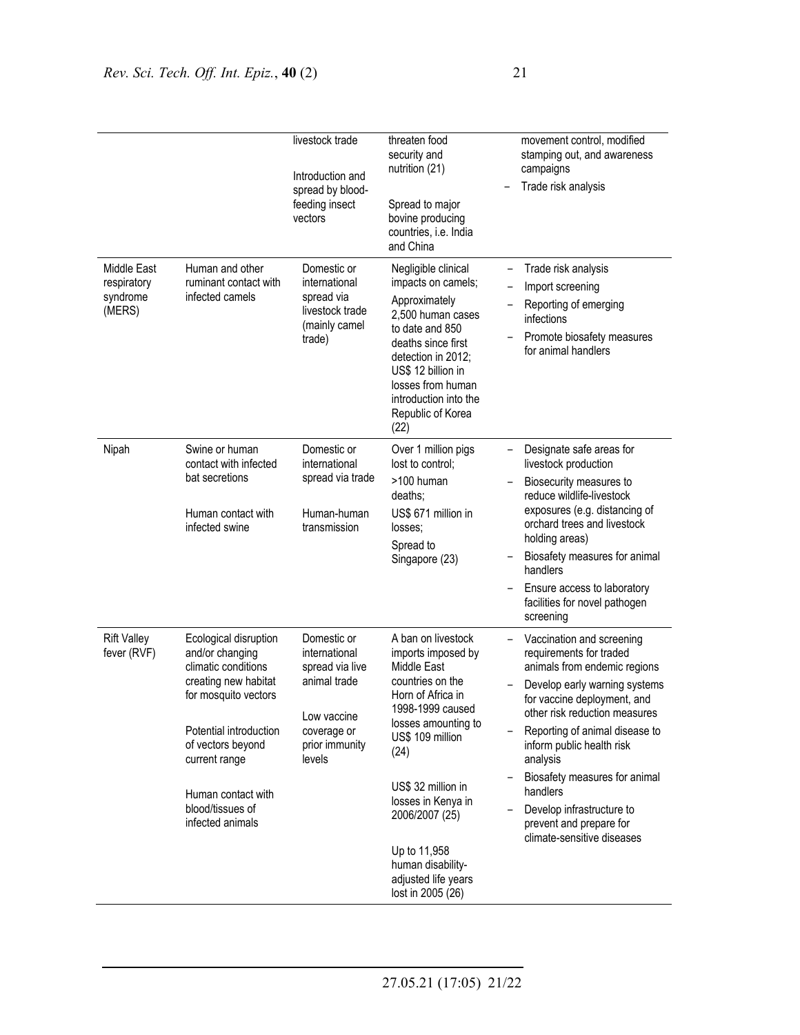| | | | | |
|---|---|---|---|---|
| | | livestock trade<br><br>Introduction and spread by blood-feeding insect vectors | threaten food security and nutrition (21)<br><br>Spread to major bovine producing countries, i.e. India and China | movement control, modified stamping out, and awareness campaigns<br>– Trade risk analysis |
| Middle East respiratory syndrome (MERS) | Human and other ruminant contact with infected camels | Domestic or international spread via livestock trade (mainly camel trade) | Negligible clinical impacts on camels;<br>Approximately 2,500 human cases to date and 850 deaths since first detection in 2012;<br>US$ 12 billion in losses from human introduction into the Republic of Korea (22) | – Trade risk analysis<br>– Import screening<br>– Reporting of emerging infections<br>– Promote biosafety measures for animal handlers |
| Nipah | Swine or human contact with infected bat secretions<br><br>Human contact with infected swine | Domestic or international spread via trade<br><br>Human-human transmission | Over 1 million pigs lost to control;<br>>100 human deaths;<br>US$ 671 million in losses;<br>Spread to Singapore (23) | – Designate safe areas for livestock production<br>– Biosecurity measures to reduce wildlife-livestock exposures (e.g. distancing of orchard trees and livestock holding areas)<br>– Biosafety measures for animal handlers<br>– Ensure access to laboratory facilities for novel pathogen screening |
| Rift Valley fever (RVF) | Ecological disruption and/or changing climatic conditions creating new habitat for mosquito vectors<br><br>Potential introduction of vectors beyond current range<br><br>Human contact with blood/tissues of infected animals | Domestic or international spread via live animal trade<br><br>Low vaccine coverage or prior immunity levels | A ban on livestock imports imposed by Middle East countries on the Horn of Africa in 1998-1999 caused losses amounting to US$ 109 million (24)<br><br>US$ 32 million in losses in Kenya in 2006/2007 (25)<br><br>Up to 11,958 human disability-adjusted life years lost in 2005 (26) | – Vaccination and screening requirements for traded animals from endemic regions<br>– Develop early warning systems for vaccine deployment, and other risk reduction measures<br>– Reporting of animal disease to inform public health risk analysis<br>– Biosafety measures for animal handlers<br>– Develop infrastructure to prevent and prepare for climate-sensitive diseases |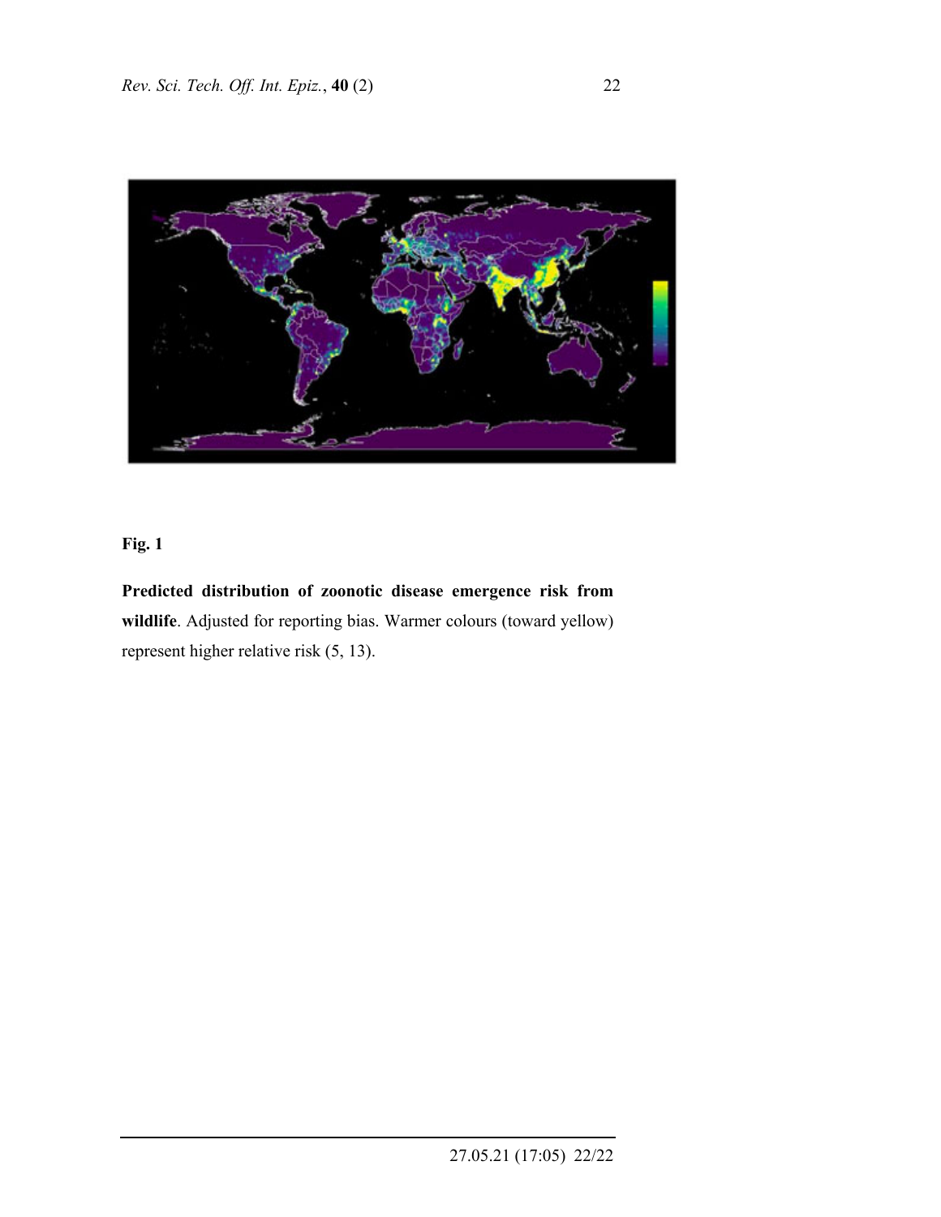**Fig. 1**

**Predicted distribution of zoonotic disease emergence risk from wildlife**. Adjusted for reporting bias. Warmer colours (toward yellow) represent higher relative risk (5, 13).